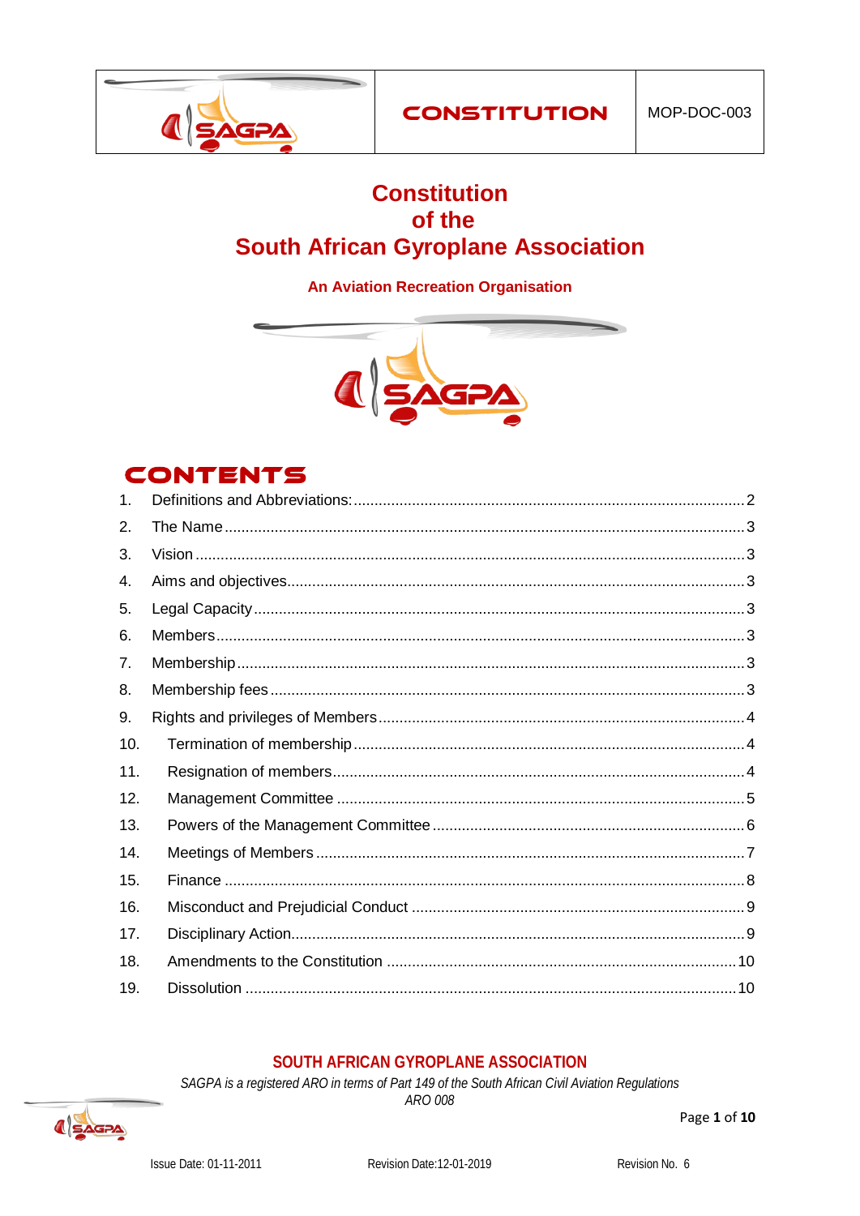# Constitution of the South African Gyroplane Association

**An Aviation Recreation Organisation**

## CONTENTS

1. Definitions and Abbreviations: ... 2
2. The Name ... 3
3. Vision ... 3
4. Aims and objectives ... 3
5. Legal Capacity ... 3
6. Members ... 3
7. Membership ... 3
8. Membership fees ... 3
9. Rights and privileges of Members ... 4
10. Termination of membership ... 4
11. Resignation of members ... 4
12. Management Committee ... 5
13. Powers of the Management Committee ... 6
14. Meetings of Members ... 7
15. Finance ... 8
16. Misconduct and Prejudicial Conduct ... 9
17. Disciplinary Action ... 9
18. Amendments to the Constitution ... 10
19. Dissolution ... 10

**SOUTH AFRICAN GYROPLANE ASSOCIATION**

*SAGPA is a registered ARO in terms of Part 149 of the South African Civil Aviation Regulations*
*ARO 008*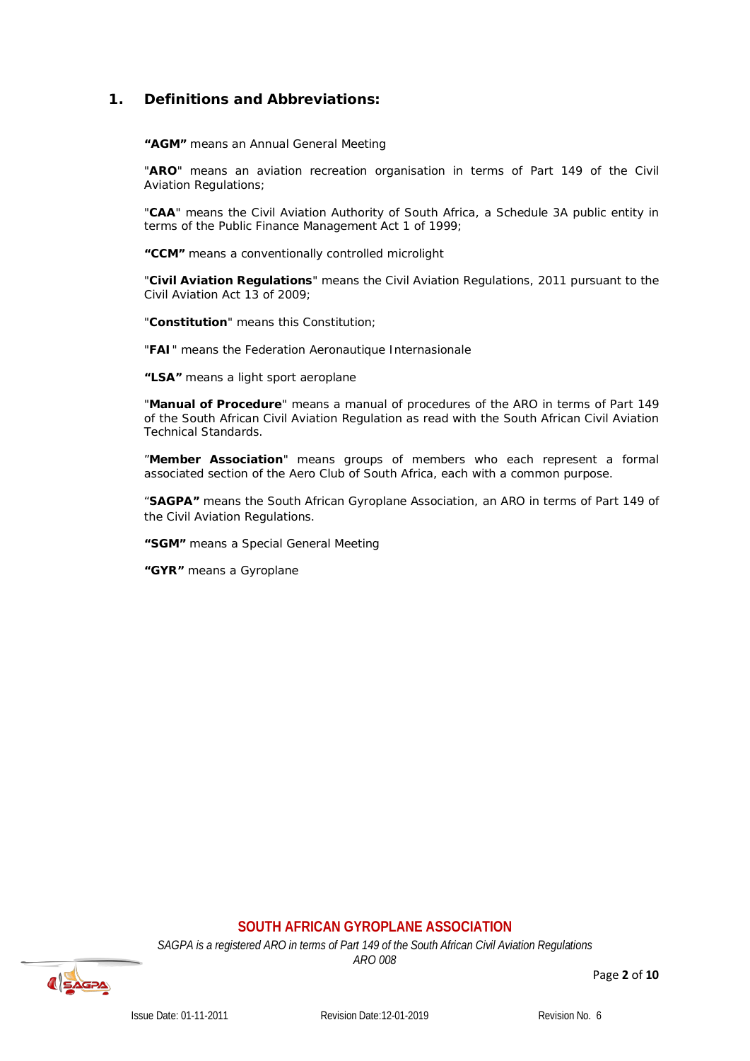## 1. Definitions and Abbreviations:

**"AGM"** means an Annual General Meeting

"**ARO**" means an aviation recreation organisation in terms of Part 149 of the Civil Aviation Regulations;

"**CAA**" means the Civil Aviation Authority of South Africa, a Schedule 3A public entity in terms of the Public Finance Management Act 1 of 1999;

**"CCM"** means a conventionally controlled microlight

"**Civil Aviation Regulations**" means the Civil Aviation Regulations, 2011 pursuant to the Civil Aviation Act 13 of 2009;

"**Constitution**" means this Constitution;

"**FAI**" means the Federation Aeronautique Internasionale

**"LSA"** means a light sport aeroplane

"**Manual of Procedure**" means a manual of procedures of the ARO in terms of Part 149 of the South African Civil Aviation Regulation as read with the South African Civil Aviation Technical Standards.

"**Member Association**" means groups of members who each represent a formal associated section of the Aero Club of South Africa, each with a common purpose.

"**SAGPA"** means the South African Gyroplane Association, an ARO in terms of Part 149 of the Civil Aviation Regulations.

**"SGM"** means a Special General Meeting

**"GYR"** means a Gyroplane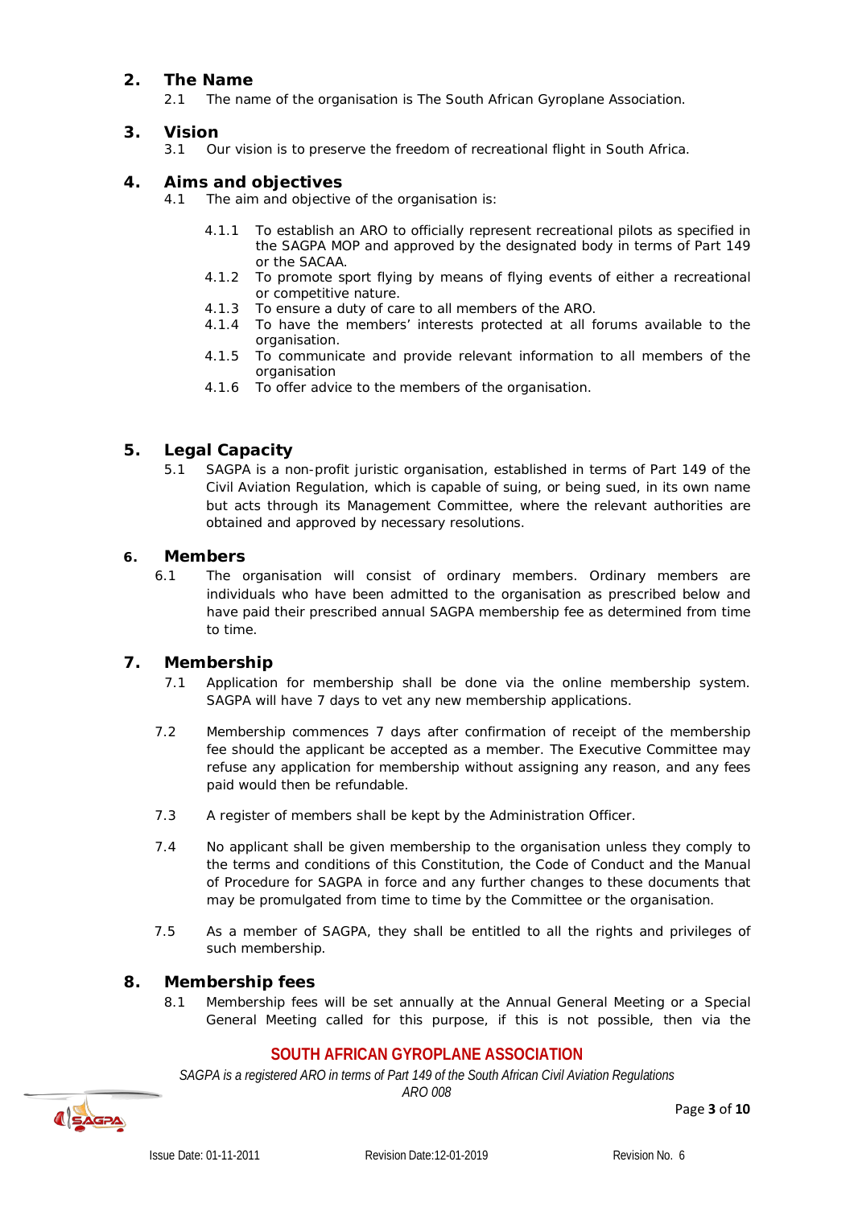## 2. The Name

2.1 The name of the organisation is The South African Gyroplane Association.

## 3. Vision

3.1 Our vision is to preserve the freedom of recreational flight in South Africa.

## 4. Aims and objectives

4.1 The aim and objective of the organisation is:

- 4.1.1 To establish an ARO to officially represent recreational pilots as specified in the SAGPA MOP and approved by the designated body in terms of Part 149 or the SACAA.
- 4.1.2 To promote sport flying by means of flying events of either a recreational or competitive nature.
- 4.1.3 To ensure a duty of care to all members of the ARO.
- 4.1.4 To have the members' interests protected at all forums available to the organisation.
- 4.1.5 To communicate and provide relevant information to all members of the organisation
- 4.1.6 To offer advice to the members of the organisation.

## 5. Legal Capacity

5.1 SAGPA is a non-profit juristic organisation, established in terms of Part 149 of the Civil Aviation Regulation, which is capable of suing, or being sued, in its own name but acts through its Management Committee, where the relevant authorities are obtained and approved by necessary resolutions.

## 6. Members

6.1 The organisation will consist of ordinary members. Ordinary members are individuals who have been admitted to the organisation as prescribed below and have paid their prescribed annual SAGPA membership fee as determined from time to time.

## 7. Membership

7.1 Application for membership shall be done via the online membership system. SAGPA will have 7 days to vet any new membership applications.

7.2 Membership commences 7 days after confirmation of receipt of the membership fee should the applicant be accepted as a member. The Executive Committee may refuse any application for membership without assigning any reason, and any fees paid would then be refundable.

7.3 A register of members shall be kept by the Administration Officer.

7.4 No applicant shall be given membership to the organisation unless they comply to the terms and conditions of this Constitution, the Code of Conduct and the Manual of Procedure for SAGPA in force and any further changes to these documents that may be promulgated from time to time by the Committee or the organisation.

7.5 As a member of SAGPA, they shall be entitled to all the rights and privileges of such membership.

## 8. Membership fees

8.1 Membership fees will be set annually at the Annual General Meeting or a Special General Meeting called for this purpose, if this is not possible, then via the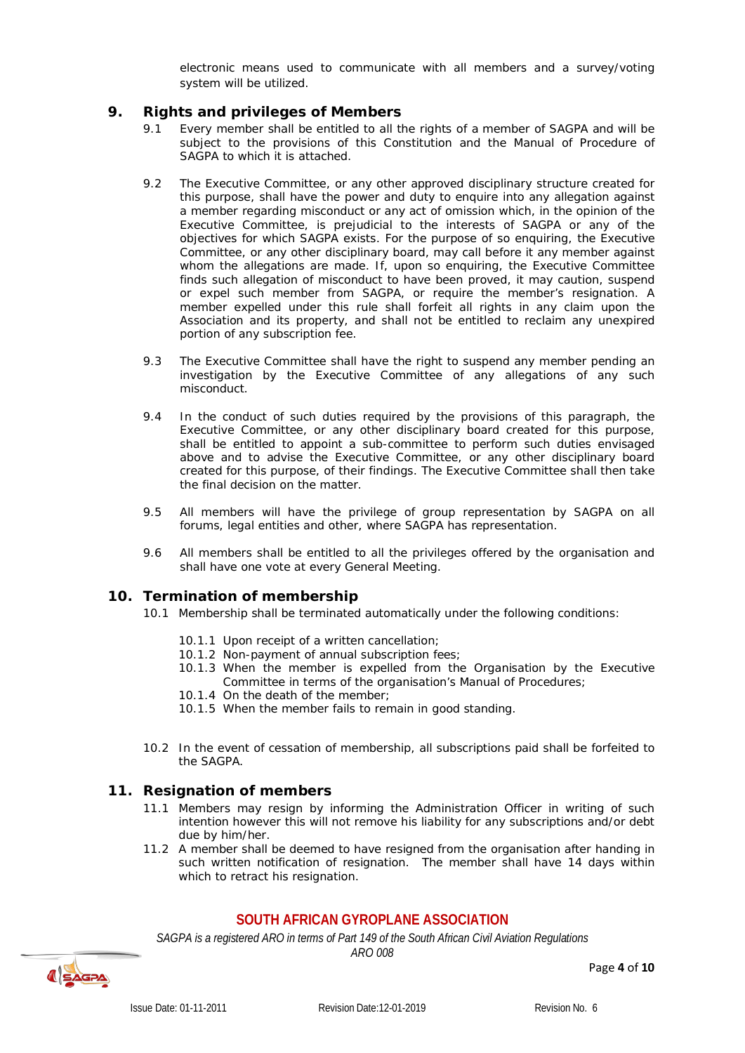electronic means used to communicate with all members and a survey/voting system will be utilized.

## 9. Rights and privileges of Members

9.1 Every member shall be entitled to all the rights of a member of SAGPA and will be subject to the provisions of this Constitution and the Manual of Procedure of SAGPA to which it is attached.

9.2 The Executive Committee, or any other approved disciplinary structure created for this purpose, shall have the power and duty to enquire into any allegation against a member regarding misconduct or any act of omission which, in the opinion of the Executive Committee, is prejudicial to the interests of SAGPA or any of the objectives for which SAGPA exists. For the purpose of so enquiring, the Executive Committee, or any other disciplinary board, may call before it any member against whom the allegations are made. If, upon so enquiring, the Executive Committee finds such allegation of misconduct to have been proved, it may caution, suspend or expel such member from SAGPA, or require the member's resignation. A member expelled under this rule shall forfeit all rights in any claim upon the Association and its property, and shall not be entitled to reclaim any unexpired portion of any subscription fee.

9.3 The Executive Committee shall have the right to suspend any member pending an investigation by the Executive Committee of any allegations of any such misconduct.

9.4 In the conduct of such duties required by the provisions of this paragraph, the Executive Committee, or any other disciplinary board created for this purpose, shall be entitled to appoint a sub-committee to perform such duties envisaged above and to advise the Executive Committee, or any other disciplinary board created for this purpose, of their findings. The Executive Committee shall then take the final decision on the matter.

9.5 All members will have the privilege of group representation by SAGPA on all forums, legal entities and other, where SAGPA has representation.

9.6 All members shall be entitled to all the privileges offered by the organisation and shall have one vote at every General Meeting.

## 10. Termination of membership

10.1 Membership shall be terminated automatically under the following conditions:

- 10.1.1 Upon receipt of a written cancellation;
- 10.1.2 Non-payment of annual subscription fees;
- 10.1.3 When the member is expelled from the Organisation by the Executive Committee in terms of the organisation's Manual of Procedures;
- 10.1.4 On the death of the member;
- 10.1.5 When the member fails to remain in good standing.

10.2 In the event of cessation of membership, all subscriptions paid shall be forfeited to the SAGPA.

## 11. Resignation of members

11.1 Members may resign by informing the Administration Officer in writing of such intention however this will not remove his liability for any subscriptions and/or debt due by him/her.

11.2 A member shall be deemed to have resigned from the organisation after handing in such written notification of resignation. The member shall have 14 days within which to retract his resignation.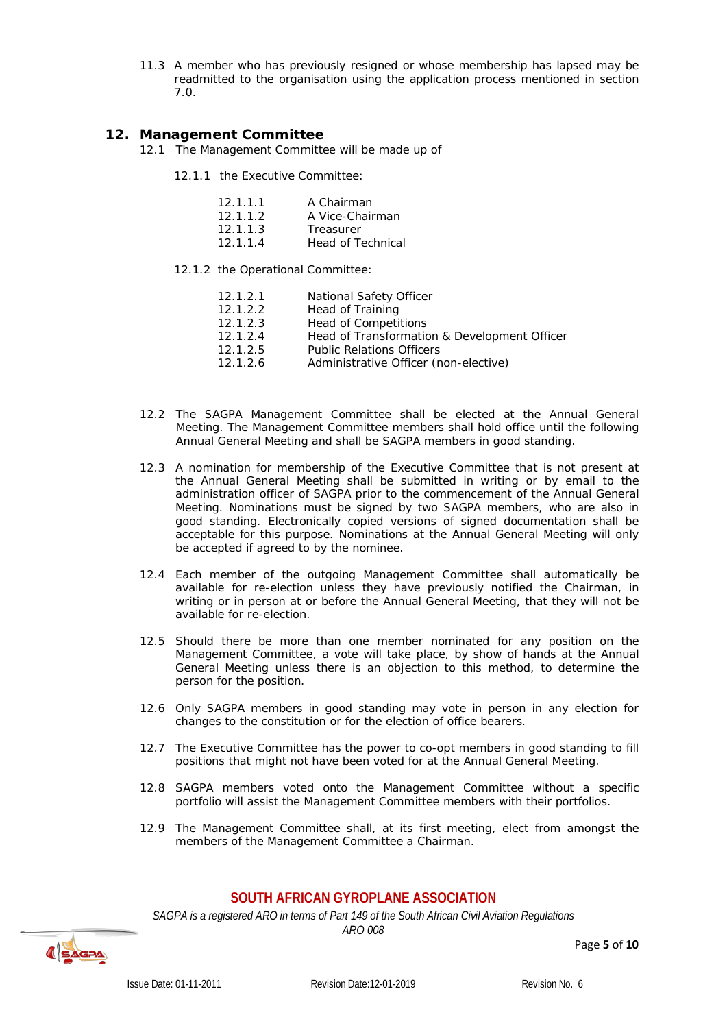11.3 A member who has previously resigned or whose membership has lapsed may be readmitted to the organisation using the application process mentioned in section 7.0.

## 12. Management Committee

12.1 The Management Committee will be made up of

12.1.1 the Executive Committee:

- 12.1.1.1 A Chairman
- 12.1.1.2 A Vice-Chairman
- 12.1.1.3 Treasurer
- 12.1.1.4 Head of Technical

12.1.2 the Operational Committee:

- 12.1.2.1 National Safety Officer
- 12.1.2.2 Head of Training
- 12.1.2.3 Head of Competitions
- 12.1.2.4 Head of Transformation & Development Officer
- 12.1.2.5 Public Relations Officers
- 12.1.2.6 Administrative Officer (non-elective)

12.2 The SAGPA Management Committee shall be elected at the Annual General Meeting. The Management Committee members shall hold office until the following Annual General Meeting and shall be SAGPA members in good standing.

12.3 A nomination for membership of the Executive Committee that is not present at the Annual General Meeting shall be submitted in writing or by email to the administration officer of SAGPA prior to the commencement of the Annual General Meeting. Nominations must be signed by two SAGPA members, who are also in good standing. Electronically copied versions of signed documentation shall be acceptable for this purpose. Nominations at the Annual General Meeting will only be accepted if agreed to by the nominee.

12.4 Each member of the outgoing Management Committee shall automatically be available for re-election unless they have previously notified the Chairman, in writing or in person at or before the Annual General Meeting, that they will not be available for re-election.

12.5 Should there be more than one member nominated for any position on the Management Committee, a vote will take place, by show of hands at the Annual General Meeting unless there is an objection to this method, to determine the person for the position.

12.6 Only SAGPA members in good standing may vote in person in any election for changes to the constitution or for the election of office bearers.

12.7 The Executive Committee has the power to co-opt members in good standing to fill positions that might not have been voted for at the Annual General Meeting.

12.8 SAGPA members voted onto the Management Committee without a specific portfolio will assist the Management Committee members with their portfolios.

12.9 The Management Committee shall, at its first meeting, elect from amongst the members of the Management Committee a Chairman.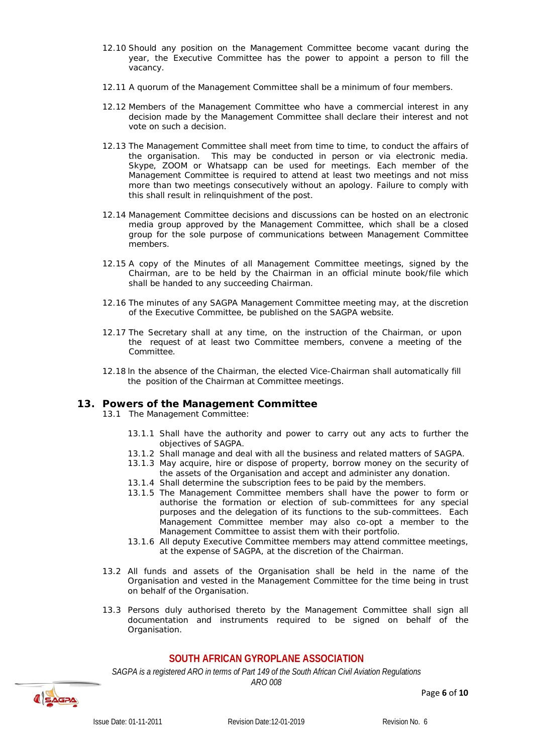12.10 Should any position on the Management Committee become vacant during the year, the Executive Committee has the power to appoint a person to fill the vacancy.

12.11 A quorum of the Management Committee shall be a minimum of four members.

12.12 Members of the Management Committee who have a commercial interest in any decision made by the Management Committee shall declare their interest and not vote on such a decision.

12.13 The Management Committee shall meet from time to time, to conduct the affairs of the organisation. This may be conducted in person or via electronic media. Skype, ZOOM or Whatsapp can be used for meetings. Each member of the Management Committee is required to attend at least two meetings and not miss more than two meetings consecutively without an apology. Failure to comply with this shall result in relinquishment of the post.

12.14 Management Committee decisions and discussions can be hosted on an electronic media group approved by the Management Committee, which shall be a closed group for the sole purpose of communications between Management Committee members.

12.15 A copy of the Minutes of all Management Committee meetings, signed by the Chairman, are to be held by the Chairman in an official minute book/file which shall be handed to any succeeding Chairman.

12.16 The minutes of any SAGPA Management Committee meeting may, at the discretion of the Executive Committee, be published on the SAGPA website.

12.17 The Secretary shall at any time, on the instruction of the Chairman, or upon the request of at least two Committee members, convene a meeting of the Committee.

12.18 In the absence of the Chairman, the elected Vice-Chairman shall automatically fill the position of the Chairman at Committee meetings.

## 13. Powers of the Management Committee

13.1 The Management Committee:

13.1.1 Shall have the authority and power to carry out any acts to further the objectives of SAGPA.
13.1.2 Shall manage and deal with all the business and related matters of SAGPA.
13.1.3 May acquire, hire or dispose of property, borrow money on the security of the assets of the Organisation and accept and administer any donation.
13.1.4 Shall determine the subscription fees to be paid by the members.
13.1.5 The Management Committee members shall have the power to form or authorise the formation or election of sub-committees for any special purposes and the delegation of its functions to the sub-committees. Each Management Committee member may also co-opt a member to the Management Committee to assist them with their portfolio.
13.1.6 All deputy Executive Committee members may attend committee meetings, at the expense of SAGPA, at the discretion of the Chairman.

13.2 All funds and assets of the Organisation shall be held in the name of the Organisation and vested in the Management Committee for the time being in trust on behalf of the Organisation.

13.3 Persons duly authorised thereto by the Management Committee shall sign all documentation and instruments required to be signed on behalf of the Organisation.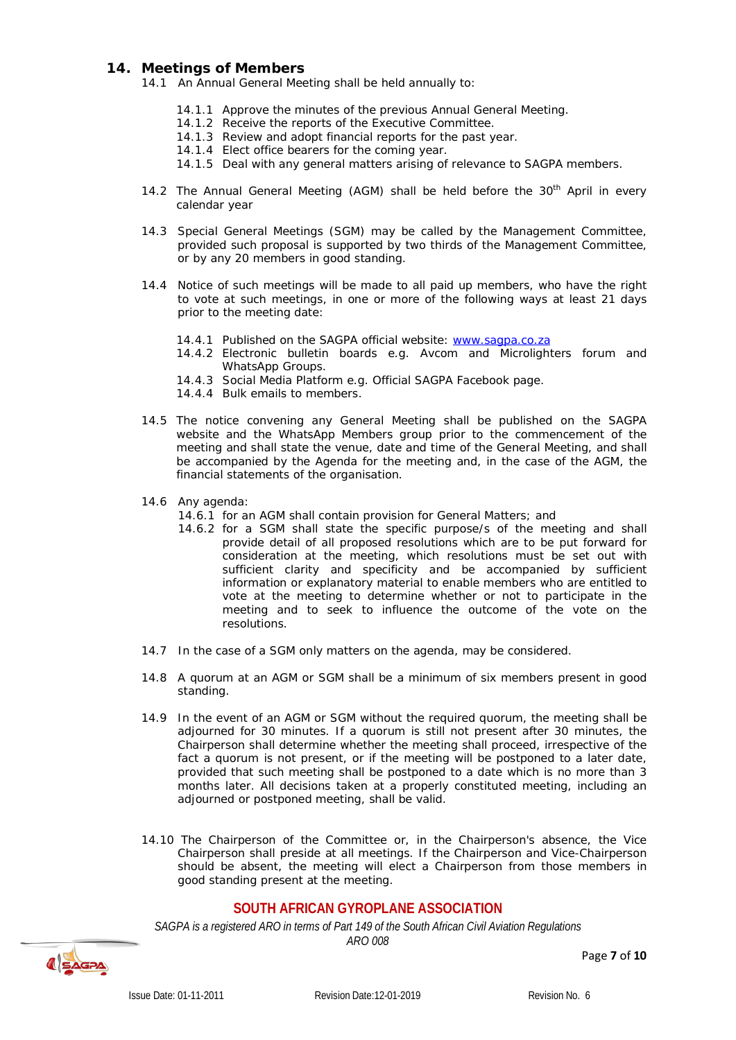## 14. Meetings of Members

14.1 An Annual General Meeting shall be held annually to:

- 14.1.1 Approve the minutes of the previous Annual General Meeting.
- 14.1.2 Receive the reports of the Executive Committee.
- 14.1.3 Review and adopt financial reports for the past year.
- 14.1.4 Elect office bearers for the coming year.
- 14.1.5 Deal with any general matters arising of relevance to SAGPA members.

14.2 The Annual General Meeting (AGM) shall be held before the 30th April in every calendar year

14.3 Special General Meetings (SGM) may be called by the Management Committee, provided such proposal is supported by two thirds of the Management Committee, or by any 20 members in good standing.

14.4 Notice of such meetings will be made to all paid up members, who have the right to vote at such meetings, in one or more of the following ways at least 21 days prior to the meeting date:

- 14.4.1 Published on the SAGPA official website: www.sagpa.co.za
- 14.4.2 Electronic bulletin boards e.g. Avcom and Microlighters forum and WhatsApp Groups.
- 14.4.3 Social Media Platform e.g. Official SAGPA Facebook page.
- 14.4.4 Bulk emails to members.

14.5 The notice convening any General Meeting shall be published on the SAGPA website and the WhatsApp Members group prior to the commencement of the meeting and shall state the venue, date and time of the General Meeting, and shall be accompanied by the Agenda for the meeting and, in the case of the AGM, the financial statements of the organisation.

14.6 Any agenda:

- 14.6.1 for an AGM shall contain provision for General Matters; and
- 14.6.2 for a SGM shall state the specific purpose/s of the meeting and shall provide detail of all proposed resolutions which are to be put forward for consideration at the meeting, which resolutions must be set out with sufficient clarity and specificity and be accompanied by sufficient information or explanatory material to enable members who are entitled to vote at the meeting to determine whether or not to participate in the meeting and to seek to influence the outcome of the vote on the resolutions.

14.7 In the case of a SGM only matters on the agenda, may be considered.

14.8 A quorum at an AGM or SGM shall be a minimum of six members present in good standing.

14.9 In the event of an AGM or SGM without the required quorum, the meeting shall be adjourned for 30 minutes. If a quorum is still not present after 30 minutes, the Chairperson shall determine whether the meeting shall proceed, irrespective of the fact a quorum is not present, or if the meeting will be postponed to a later date, provided that such meeting shall be postponed to a date which is no more than 3 months later. All decisions taken at a properly constituted meeting, including an adjourned or postponed meeting, shall be valid.

14.10 The Chairperson of the Committee or, in the Chairperson's absence, the Vice Chairperson shall preside at all meetings. If the Chairperson and Vice-Chairperson should be absent, the meeting will elect a Chairperson from those members in good standing present at the meeting.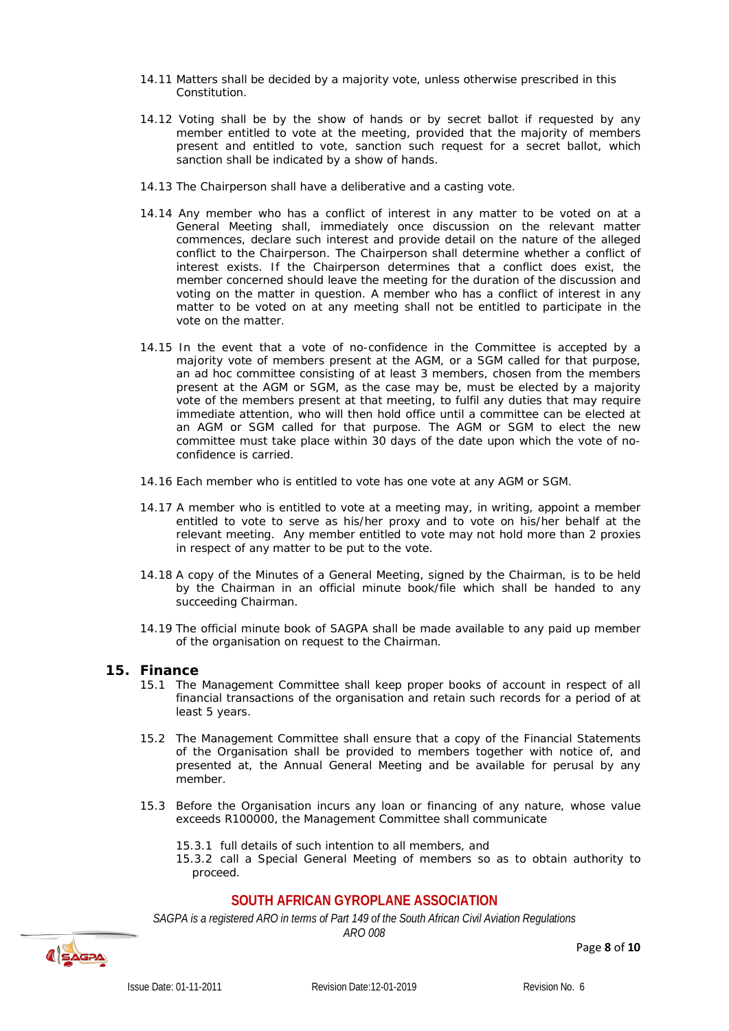14.11 Matters shall be decided by a majority vote, unless otherwise prescribed in this Constitution.

14.12 Voting shall be by the show of hands or by secret ballot if requested by any member entitled to vote at the meeting, provided that the majority of members present and entitled to vote, sanction such request for a secret ballot, which sanction shall be indicated by a show of hands.

14.13 The Chairperson shall have a deliberative and a casting vote.

14.14 Any member who has a conflict of interest in any matter to be voted on at a General Meeting shall, immediately once discussion on the relevant matter commences, declare such interest and provide detail on the nature of the alleged conflict to the Chairperson. The Chairperson shall determine whether a conflict of interest exists. If the Chairperson determines that a conflict does exist, the member concerned should leave the meeting for the duration of the discussion and voting on the matter in question. A member who has a conflict of interest in any matter to be voted on at any meeting shall not be entitled to participate in the vote on the matter.

14.15 In the event that a vote of no-confidence in the Committee is accepted by a majority vote of members present at the AGM, or a SGM called for that purpose, an ad hoc committee consisting of at least 3 members, chosen from the members present at the AGM or SGM, as the case may be, must be elected by a majority vote of the members present at that meeting, to fulfil any duties that may require immediate attention, who will then hold office until a committee can be elected at an AGM or SGM called for that purpose. The AGM or SGM to elect the new committee must take place within 30 days of the date upon which the vote of no-confidence is carried.

14.16 Each member who is entitled to vote has one vote at any AGM or SGM.

14.17 A member who is entitled to vote at a meeting may, in writing, appoint a member entitled to vote to serve as his/her proxy and to vote on his/her behalf at the relevant meeting. Any member entitled to vote may not hold more than 2 proxies in respect of any matter to be put to the vote.

14.18 A copy of the Minutes of a General Meeting, signed by the Chairman, is to be held by the Chairman in an official minute book/file which shall be handed to any succeeding Chairman.

14.19 The official minute book of SAGPA shall be made available to any paid up member of the organisation on request to the Chairman.

## 15. Finance

15.1 The Management Committee shall keep proper books of account in respect of all financial transactions of the organisation and retain such records for a period of at least 5 years.

15.2 The Management Committee shall ensure that a copy of the Financial Statements of the Organisation shall be provided to members together with notice of, and presented at, the Annual General Meeting and be available for perusal by any member.

15.3 Before the Organisation incurs any loan or financing of any nature, whose value exceeds R100000, the Management Committee shall communicate

15.3.1 full details of such intention to all members, and
15.3.2 call a Special General Meeting of members so as to obtain authority to proceed.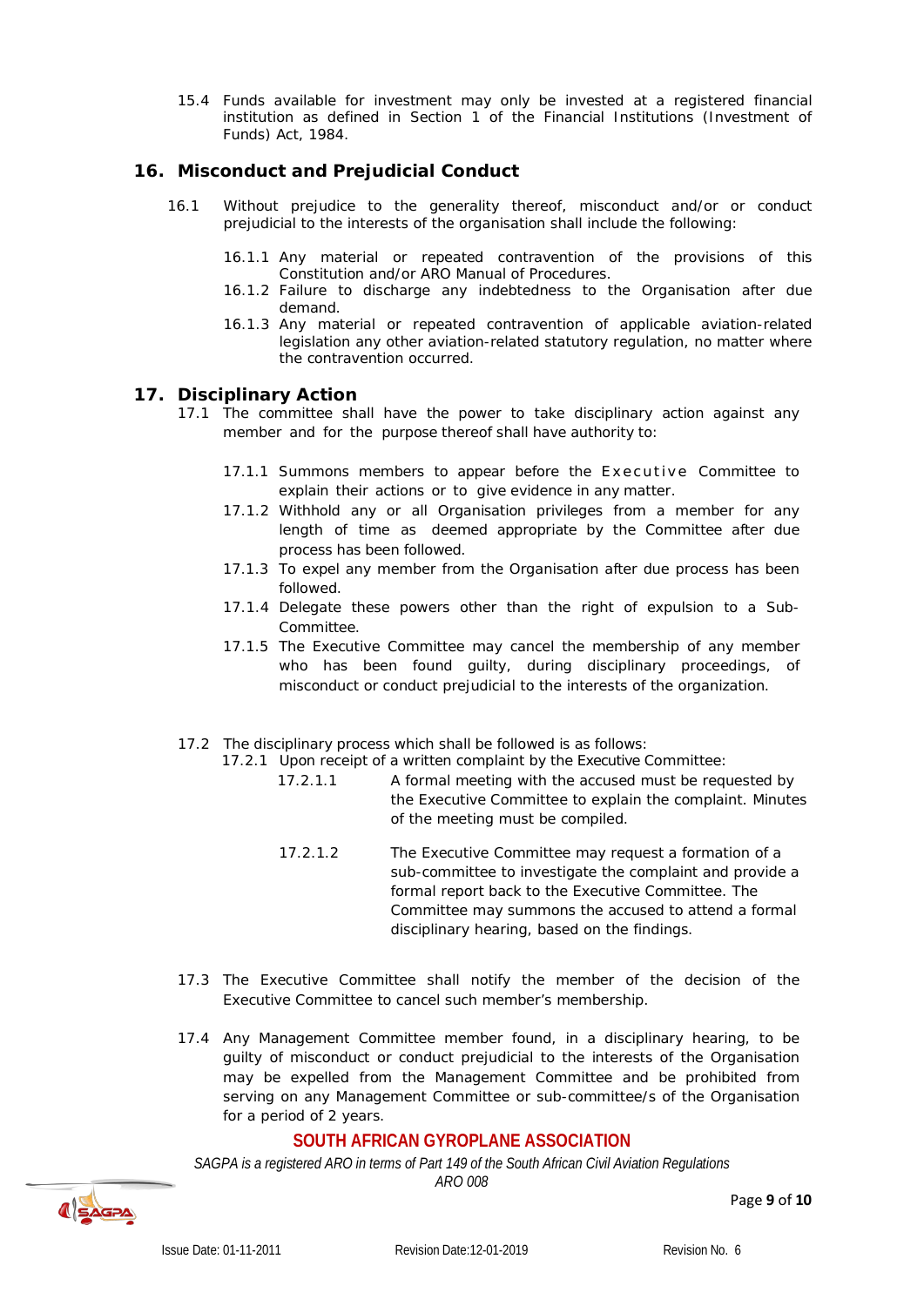15.4 Funds available for investment may only be invested at a registered financial institution as defined in Section 1 of the Financial Institutions (Investment of Funds) Act, 1984.

## 16. Misconduct and Prejudicial Conduct

16.1 Without prejudice to the generality thereof, misconduct and/or or conduct prejudicial to the interests of the organisation shall include the following:

16.1.1 Any material or repeated contravention of the provisions of this Constitution and/or ARO Manual of Procedures.

16.1.2 Failure to discharge any indebtedness to the Organisation after due demand.

16.1.3 Any material or repeated contravention of applicable aviation-related legislation any other aviation-related statutory regulation, no matter where the contravention occurred.

## 17. Disciplinary Action

17.1 The committee shall have the power to take disciplinary action against any member and for the purpose thereof shall have authority to:

17.1.1 Summons members to appear before the Executive Committee to explain their actions or to give evidence in any matter.

17.1.2 Withhold any or all Organisation privileges from a member for any length of time as deemed appropriate by the Committee after due process has been followed.

17.1.3 To expel any member from the Organisation after due process has been followed.

17.1.4 Delegate these powers other than the right of expulsion to a Sub-Committee.

17.1.5 The Executive Committee may cancel the membership of any member who has been found guilty, during disciplinary proceedings, of misconduct or conduct prejudicial to the interests of the organization.

17.2 The disciplinary process which shall be followed is as follows:

17.2.1 Upon receipt of a written complaint by the Executive Committee:

17.2.1.1 A formal meeting with the accused must be requested by the Executive Committee to explain the complaint. Minutes of the meeting must be compiled.

17.2.1.2 The Executive Committee may request a formation of a sub-committee to investigate the complaint and provide a formal report back to the Executive Committee. The Committee may summons the accused to attend a formal disciplinary hearing, based on the findings.

17.3 The Executive Committee shall notify the member of the decision of the Executive Committee to cancel such member's membership.

17.4 Any Management Committee member found, in a disciplinary hearing, to be guilty of misconduct or conduct prejudicial to the interests of the Organisation may be expelled from the Management Committee and be prohibited from serving on any Management Committee or sub-committee/s of the Organisation for a period of 2 years.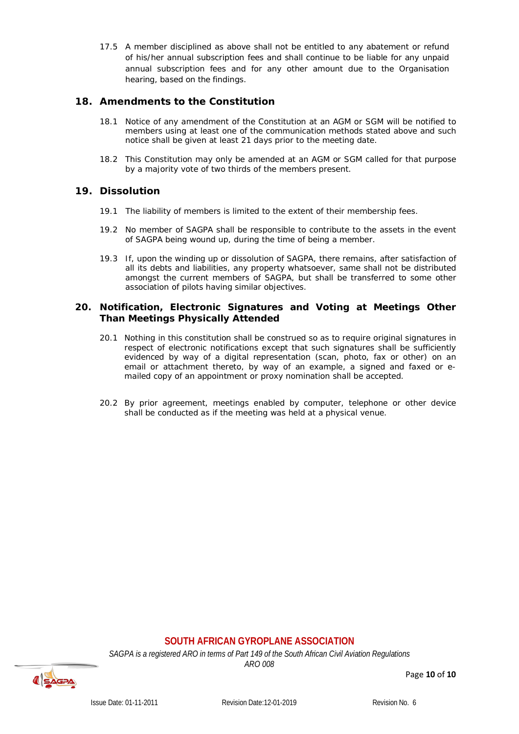17.5 A member disciplined as above shall not be entitled to any abatement or refund of his/her annual subscription fees and shall continue to be liable for any unpaid annual subscription fees and for any other amount due to the Organisation hearing, based on the findings.

## 18. Amendments to the Constitution

18.1 Notice of any amendment of the Constitution at an AGM or SGM will be notified to members using at least one of the communication methods stated above and such notice shall be given at least 21 days prior to the meeting date.

18.2 This Constitution may only be amended at an AGM or SGM called for that purpose by a majority vote of two thirds of the members present.

## 19. Dissolution

19.1 The liability of members is limited to the extent of their membership fees.

19.2 No member of SAGPA shall be responsible to contribute to the assets in the event of SAGPA being wound up, during the time of being a member.

19.3 If, upon the winding up or dissolution of SAGPA, there remains, after satisfaction of all its debts and liabilities, any property whatsoever, same shall not be distributed amongst the current members of SAGPA, but shall be transferred to some other association of pilots having similar objectives.

## 20. Notification, Electronic Signatures and Voting at Meetings Other Than Meetings Physically Attended

20.1 Nothing in this constitution shall be construed so as to require original signatures in respect of electronic notifications except that such signatures shall be sufficiently evidenced by way of a digital representation (scan, photo, fax or other) on an email or attachment thereto, by way of an example, a signed and faxed or e-mailed copy of an appointment or proxy nomination shall be accepted.

20.2 By prior agreement, meetings enabled by computer, telephone or other device shall be conducted as if the meeting was held at a physical venue.